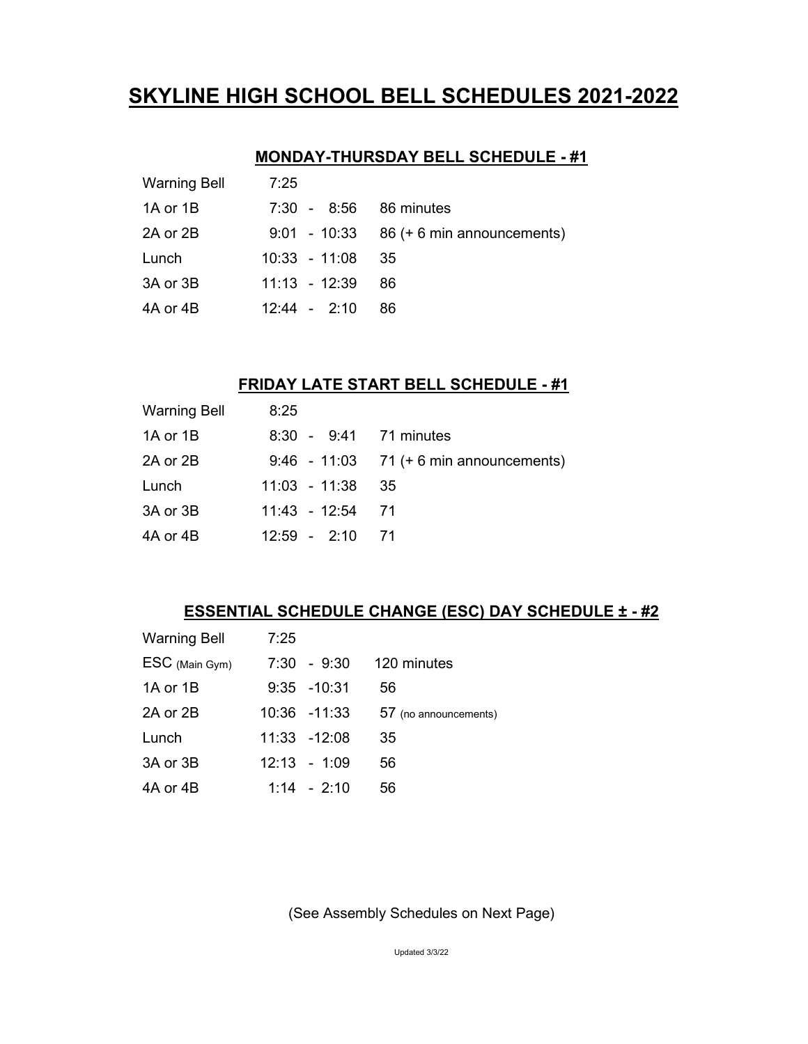# SKYLINE HIGH SCHOOL BELL SCHEDULES 2021-2022

## MONDAY-THURSDAY BELL SCHEDULE - #1

| | | |
|---|---|---|
| Warning Bell | 7:25 | |
| 1A or 1B | 7:30 - 8:56 | 86 minutes |
| 2A or 2B | 9:01 - 10:33 | 86 (+ 6 min announcements) |
| Lunch | 10:33 - 11:08 | 35 |
| 3A or 3B | 11:13 - 12:39 | 86 |
| 4A or 4B | 12:44 - 2:10 | 86 |

## FRIDAY LATE START BELL SCHEDULE - #1

| | | |
|---|---|---|
| Warning Bell | 8:25 | |
| 1A or 1B | 8:30 - 9:41 | 71 minutes |
| 2A or 2B | 9:46 - 11:03 | 71 (+ 6 min announcements) |
| Lunch | 11:03 - 11:38 | 35 |
| 3A or 3B | 11:43 - 12:54 | 71 |
| 4A or 4B | 12:59 - 2:10 | 71 |

## ESSENTIAL SCHEDULE CHANGE (ESC) DAY SCHEDULE ± - #2

| | | |
|---|---|---|
| Warning Bell | 7:25 | |
| ESC (Main Gym) | 7:30 - 9:30 | 120 minutes |
| 1A or 1B | 9:35 -10:31 | 56 |
| 2A or 2B | 10:36 -11:33 | 57 (no announcements) |
| Lunch | 11:33 -12:08 | 35 |
| 3A or 3B | 12:13 - 1:09 | 56 |
| 4A or 4B | 1:14 - 2:10 | 56 |

(See Assembly Schedules on Next Page)

Updated 3/3/22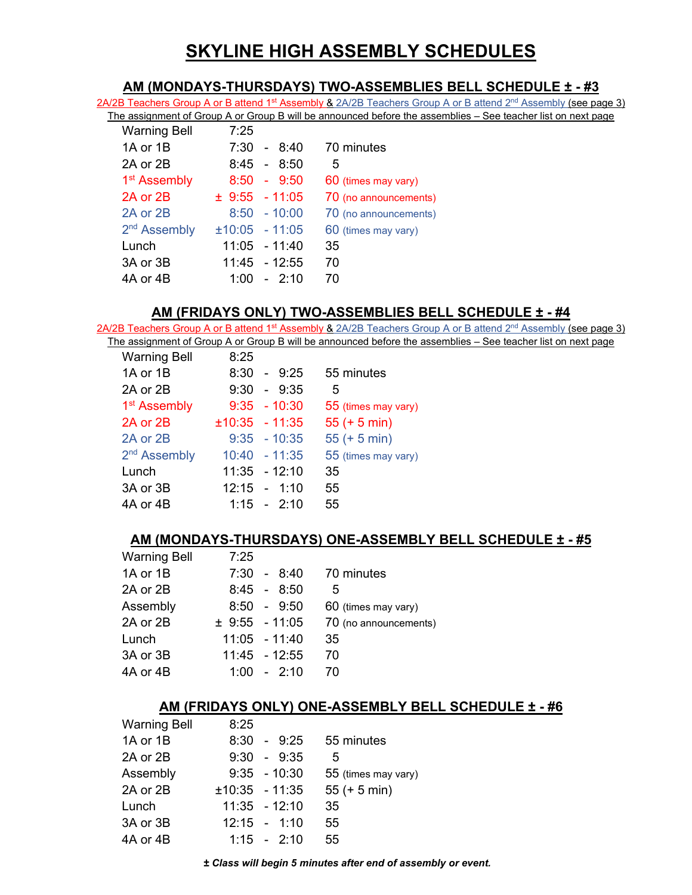# SKYLINE HIGH ASSEMBLY SCHEDULES

## AM (MONDAYS-THURSDAYS) TWO-ASSEMBLIES BELL SCHEDULE ± - #3

2A/2B Teachers Group A or B attend 1st Assembly & 2A/2B Teachers Group A or B attend 2nd Assembly (see page 3)

The assignment of Group A or Group B will be announced before the assemblies – See teacher list on next page

| | | |
|---|---|---|
| Warning Bell | 7:25 | |
| 1A or 1B | 7:30 - 8:40 | 70 minutes |
| 2A or 2B | 8:45 - 8:50 | 5 |
| 1st Assembly | 8:50 - 9:50 | 60 (times may vary) |
| 2A or 2B | ± 9:55 - 11:05 | 70 (no announcements) |
| 2A or 2B | 8:50 - 10:00 | 70 (no announcements) |
| 2nd Assembly | ±10:05 - 11:05 | 60 (times may vary) |
| Lunch | 11:05 - 11:40 | 35 |
| 3A or 3B | 11:45 - 12:55 | 70 |
| 4A or 4B | 1:00 - 2:10 | 70 |

## AM (FRIDAYS ONLY) TWO-ASSEMBLIES BELL SCHEDULE ± - #4

2A/2B Teachers Group A or B attend 1st Assembly & 2A/2B Teachers Group A or B attend 2nd Assembly (see page 3)

The assignment of Group A or Group B will be announced before the assemblies – See teacher list on next page

| | | |
|---|---|---|
| Warning Bell | 8:25 | |
| 1A or 1B | 8:30 - 9:25 | 55 minutes |
| 2A or 2B | 9:30 - 9:35 | 5 |
| 1st Assembly | 9:35 - 10:30 | 55 (times may vary) |
| 2A or 2B | ±10:35 - 11:35 | 55 (+ 5 min) |
| 2A or 2B | 9:35 - 10:35 | 55 (+ 5 min) |
| 2nd Assembly | 10:40 - 11:35 | 55 (times may vary) |
| Lunch | 11:35 - 12:10 | 35 |
| 3A or 3B | 12:15 - 1:10 | 55 |
| 4A or 4B | 1:15 - 2:10 | 55 |

## AM (MONDAYS-THURSDAYS) ONE-ASSEMBLY BELL SCHEDULE ± - #5

| | | |
|---|---|---|
| Warning Bell | 7:25 | |
| 1A or 1B | 7:30 - 8:40 | 70 minutes |
| 2A or 2B | 8:45 - 8:50 | 5 |
| Assembly | 8:50 - 9:50 | 60 (times may vary) |
| 2A or 2B | ± 9:55 - 11:05 | 70 (no announcements) |
| Lunch | 11:05 - 11:40 | 35 |
| 3A or 3B | 11:45 - 12:55 | 70 |
| 4A or 4B | 1:00 - 2:10 | 70 |

## AM (FRIDAYS ONLY) ONE-ASSEMBLY BELL SCHEDULE ± - #6

| | | |
|---|---|---|
| Warning Bell | 8:25 | |
| 1A or 1B | 8:30 - 9:25 | 55 minutes |
| 2A or 2B | 9:30 - 9:35 | 5 |
| Assembly | 9:35 - 10:30 | 55 (times may vary) |
| 2A or 2B | ±10:35 - 11:35 | 55 (+ 5 min) |
| Lunch | 11:35 - 12:10 | 35 |
| 3A or 3B | 12:15 - 1:10 | 55 |
| 4A or 4B | 1:15 - 2:10 | 55 |

***± Class will begin 5 minutes after end of assembly or event.***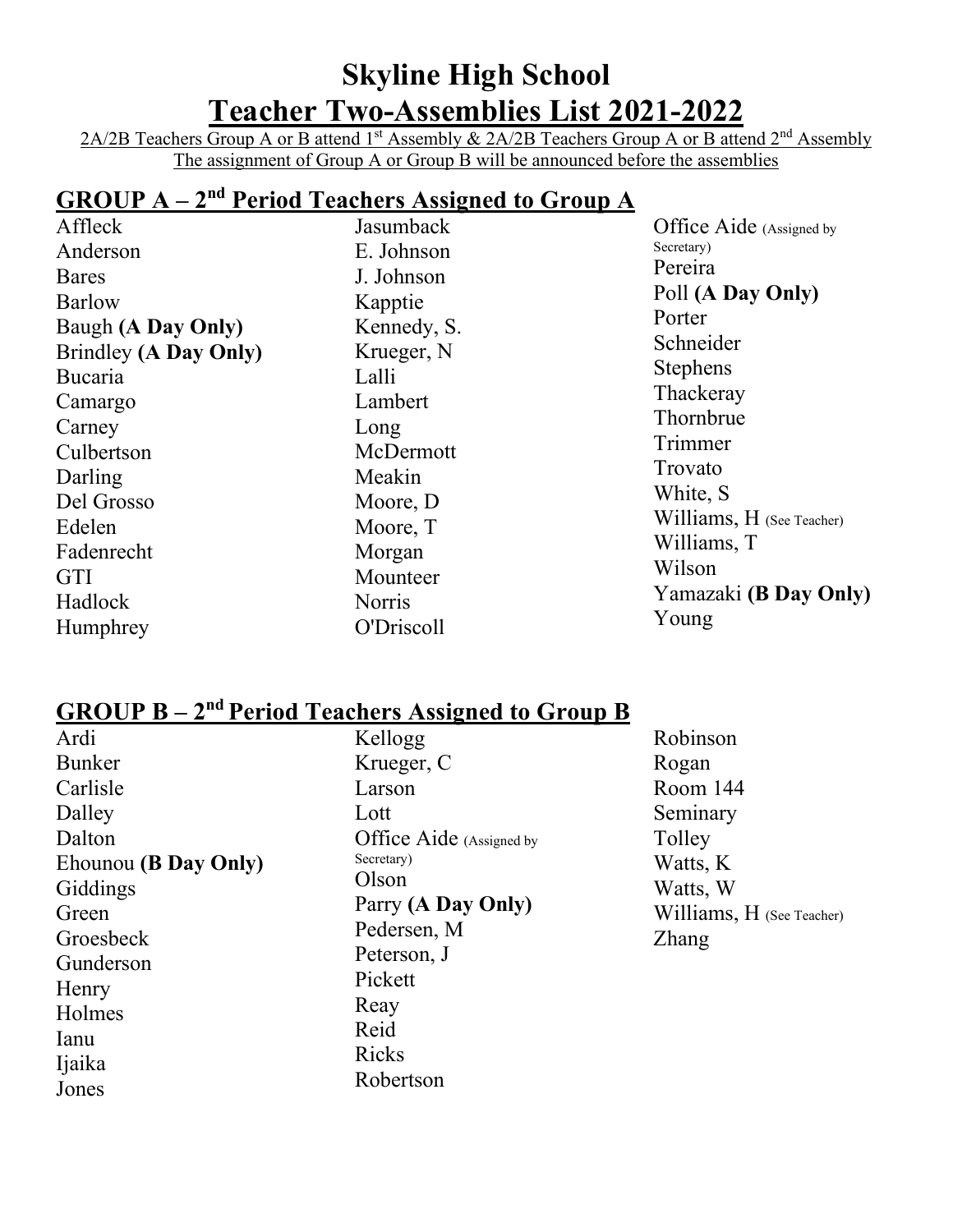# Skyline High School

# Teacher Two-Assemblies List 2021-2022

2A/2B Teachers Group A or B attend 1st Assembly & 2A/2B Teachers Group A or B attend 2nd Assembly

The assignment of Group A or Group B will be announced before the assemblies

## GROUP A – 2nd Period Teachers Assigned to Group A

Affleck
Anderson
Bares
Barlow
Baugh **(A Day Only)**
Brindley **(A Day Only)**
Bucaria
Camargo
Carney
Culbertson
Darling
Del Grosso
Edelen
Fadenrecht
GTI
Hadlock
Humphrey
Jasumback
E. Johnson
J. Johnson
Kapptie
Kennedy, S.
Krueger, N
Lalli
Lambert
Long
McDermott
Meakin
Moore, D
Moore, T
Morgan
Mounteer
Norris
O'Driscoll
Office Aide (Assigned by Secretary)
Pereira
Poll **(A Day Only)**
Porter
Schneider
Stephens
Thackeray
Thornbrue
Trimmer
Trovato
White, S
Williams, H (See Teacher)
Williams, T
Wilson
Yamazaki **(B Day Only)**
Young

## GROUP B – 2nd Period Teachers Assigned to Group B

Ardi
Bunker
Carlisle
Dalley
Dalton
Ehounou **(B Day Only)**
Giddings
Green
Groesbeck
Gunderson
Henry
Holmes
Ianu
Ijaika
Jones
Kellogg
Krueger, C
Larson
Lott
Office Aide (Assigned by Secretary)
Olson
Parry **(A Day Only)**
Pedersen, M
Peterson, J
Pickett
Reay
Reid
Ricks
Robertson
Robinson
Rogan
Room 144
Seminary
Tolley
Watts, K
Watts, W
Williams, H (See Teacher)
Zhang